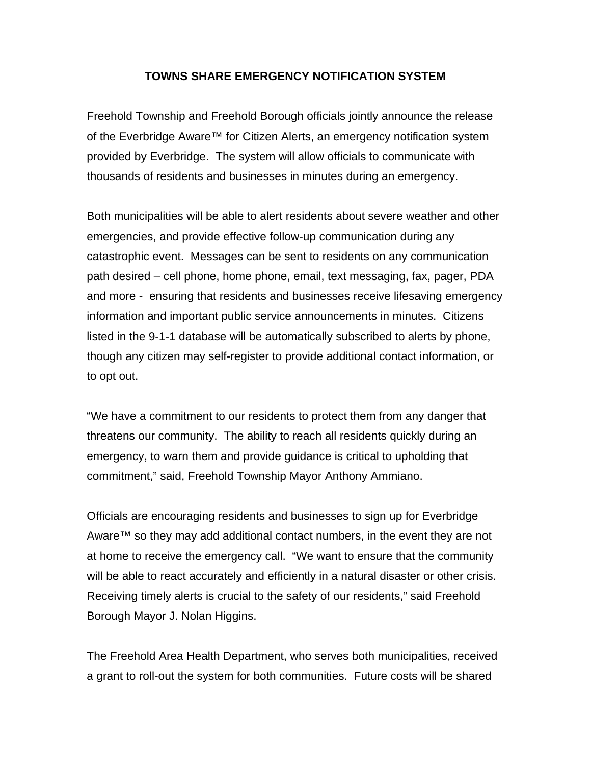**TOWNS SHARE EMERGENCY NOTIFICATION SYSTEM**

Freehold Township and Freehold Borough officials jointly announce the release of the Everbridge Aware™ for Citizen Alerts, an emergency notification system provided by Everbridge. The system will allow officials to communicate with thousands of residents and businesses in minutes during an emergency.

Both municipalities will be able to alert residents about severe weather and other emergencies, and provide effective follow-up communication during any catastrophic event. Messages can be sent to residents on any communication path desired – cell phone, home phone, email, text messaging, fax, pager, PDA and more - ensuring that residents and businesses receive lifesaving emergency information and important public service announcements in minutes. Citizens listed in the 9-1-1 database will be automatically subscribed to alerts by phone, though any citizen may self-register to provide additional contact information, or to opt out.

"We have a commitment to our residents to protect them from any danger that threatens our community. The ability to reach all residents quickly during an emergency, to warn them and provide guidance is critical to upholding that commitment," said, Freehold Township Mayor Anthony Ammiano.

Officials are encouraging residents and businesses to sign up for Everbridge Aware™ so they may add additional contact numbers, in the event they are not at home to receive the emergency call. "We want to ensure that the community will be able to react accurately and efficiently in a natural disaster or other crisis. Receiving timely alerts is crucial to the safety of our residents," said Freehold Borough Mayor J. Nolan Higgins.

The Freehold Area Health Department, who serves both municipalities, received a grant to roll-out the system for both communities. Future costs will be shared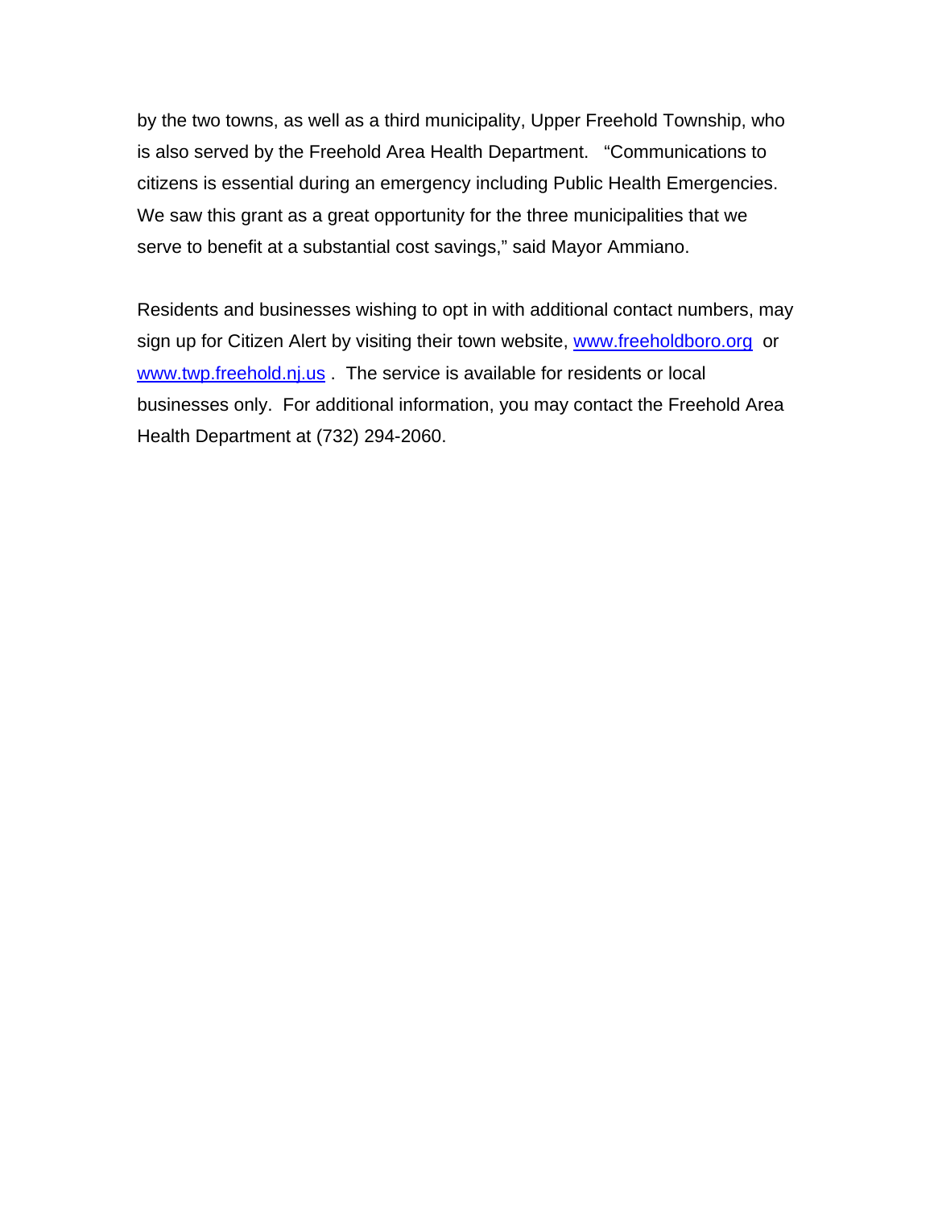by the two towns, as well as a third municipality, Upper Freehold Township, who is also served by the Freehold Area Health Department. "Communications to citizens is essential during an emergency including Public Health Emergencies. We saw this grant as a great opportunity for the three municipalities that we serve to benefit at a substantial cost savings," said Mayor Ammiano.

Residents and businesses wishing to opt in with additional contact numbers, may sign up for Citizen Alert by visiting their town website, [www.freeholdboro.org](http://www.freeholdboro.org) or [www.twp.freehold.nj.us](http://www.twp.freehold.nj.us) . The service is available for residents or local businesses only. For additional information, you may contact the Freehold Area Health Department at (732) 294-2060.